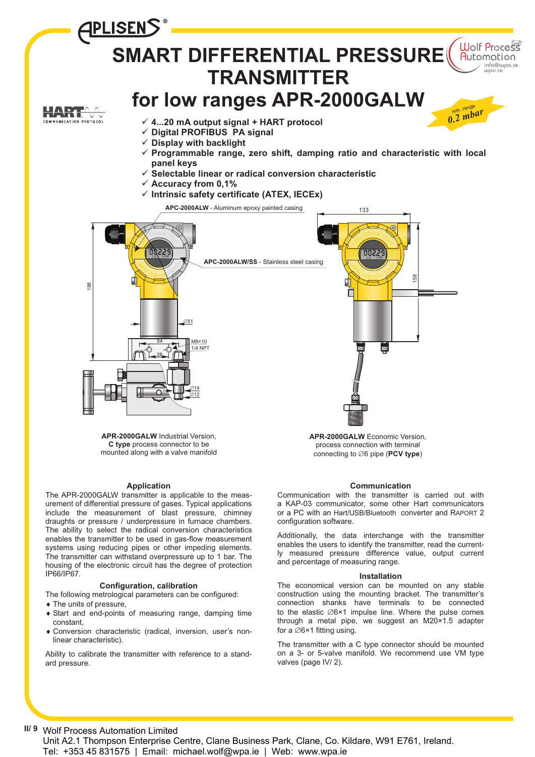# SMART DIFFERENTIAL PRESSURE TRANSMITTER

# for low ranges APR-2000GALW

min. range 0.2 mbar

- ✓ 4...20 mA output signal + HART protocol
- ✓ Digital PROFIBUS PA signal
- ✓ Display with backlight
- ✓ Programmable range, zero shift, damping ratio and characteristic with local panel keys
- ✓ Selectable linear or radical conversion characteristic
- ✓ Accuracy from 0,1%
- ✓ Intrinsic safety certificate (ATEX, IECEx)

**APC-2000ALW** - Aluminum epoxy painted casing

**APC-2000ALW/SS** - Stainless steel casing

**APR-2000GALW** Industrial Version, **C type** process connector to be mounted along with a valve manifold

**APR-2000GALW** Economic Version, process connection with terminal connecting to ∅6 pipe (**PCV type**)

### Application

The APR-2000GALW transmitter is applicable to the measurement of differential pressure of gases. Typical applications include the measurement of blast pressure, chimney draughts or pressure / underpressure in furnace chambers. The ability to select the radical conversion characteristics enables the transmitter to be used in gas-flow measurement systems using reducing pipes or other impeding elements. The transmitter can withstand overpressure up to 1 bar. The housing of the electronic circuit has the degree of protection IP66/IP67.

### Configuration, calibration

The following metrological parameters can be configured:

- The units of pressure,
- Start and end-points of measuring range, damping time constant,
- Conversion characteristic (radical, inversion, user's non-linear characteristic).

Ability to calibrate the transmitter with reference to a standard pressure.

### Communication

Communication with the transmitter is carried out with a KAP-03 communicator, some other Hart communicators or a PC with an Hart/USB/Bluetooth converter and RAPORT 2 configuration software.

Additionally, the data interchange with the transmitter enables the users to identify the transmitter, read the currently measured pressure difference value, output current and percentage of measuring range.

### Installation

The economical version can be mounted on any stable construction using the mounting bracket. The transmitter's connection shanks have terminals to be connected to the elastic ∅6×1 impulse line. Where the pulse comes through a metal pipe, we suggest an M20×1.5 adapter for a ∅6×1 fitting using.

The transmitter with a C type connector should be mounted on a 3- or 5-valve manifold. We recommend use VM type valves (page IV/ 2).

Wolf Process Automation Limited
Unit A2.1 Thompson Enterprise Centre, Clane Business Park, Clane, Co. Kildare, W91 E761, Ireland.
Tel: +353 45 831575 | Email: michael.wolf@wpa.ie | Web: www.wpa.ie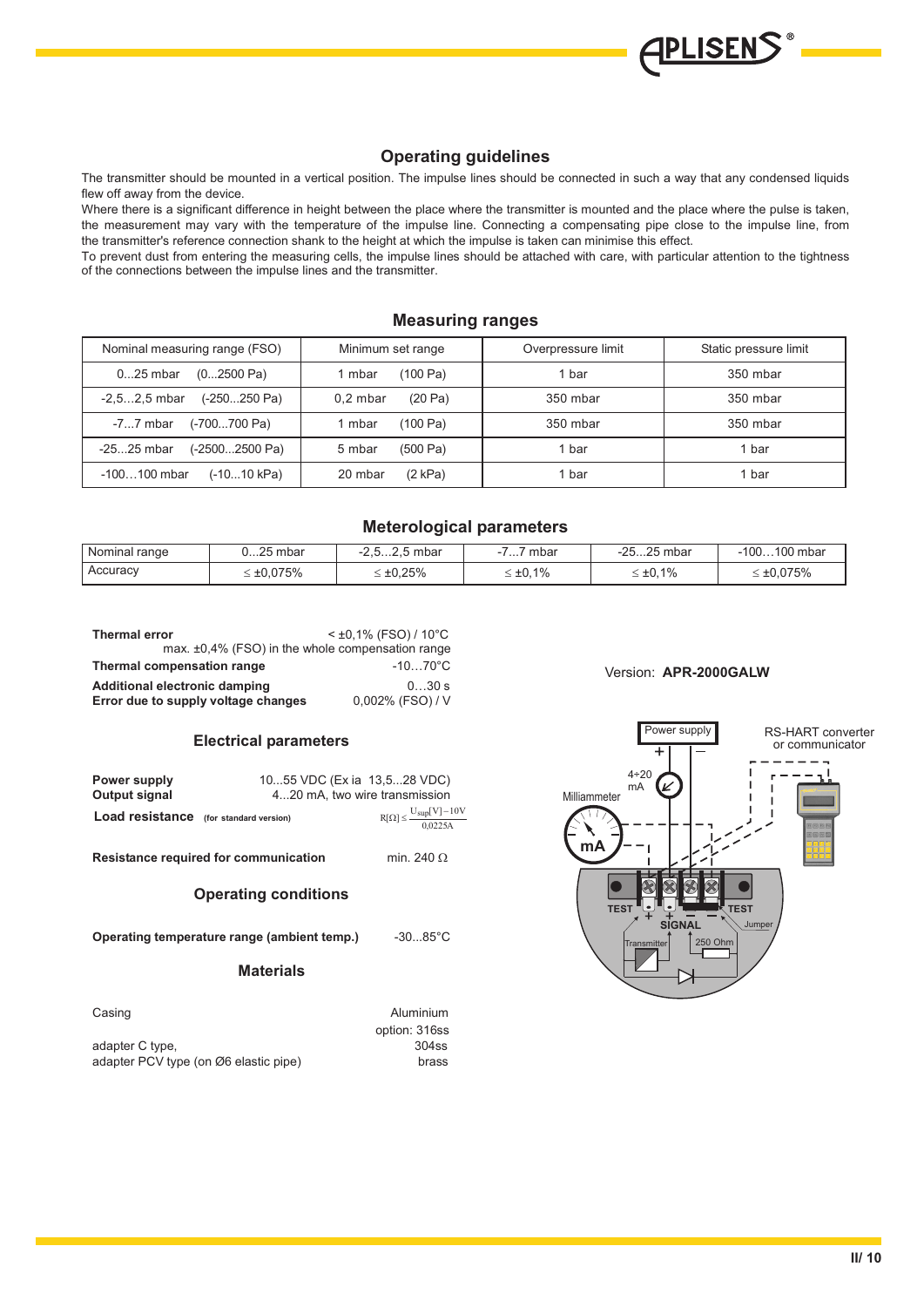## Operating guidelines

The transmitter should be mounted in a vertical position. The impulse lines should be connected in such a way that any condensed liquids flew off away from the device.

Where there is a significant difference in height between the place where the transmitter is mounted and the place where the pulse is taken, the measurement may vary with the temperature of the impulse line. Connecting a compensating pipe close to the impulse line, from the transmitter's reference connection shank to the height at which the impulse is taken can minimise this effect.

To prevent dust from entering the measuring cells, the impulse lines should be attached with care, with particular attention to the tightness of the connections between the impulse lines and the transmitter.

## Measuring ranges

| Nominal measuring range (FSO) | Minimum set range | Overpressure limit | Static pressure limit |
|---|---|---|---|
| 0...25 mbar (0...2500 Pa) | 1 mbar (100 Pa) | 1 bar | 350 mbar |
| -2,5...2,5 mbar (-250...250 Pa) | 0,2 mbar (20 Pa) | 350 mbar | 350 mbar |
| -7...7 mbar (-700...700 Pa) | 1 mbar (100 Pa) | 350 mbar | 350 mbar |
| -25...25 mbar (-2500...2500 Pa) | 5 mbar (500 Pa) | 1 bar | 1 bar |
| -100…100 mbar (-10...10 kPa) | 20 mbar (2 kPa) | 1 bar | 1 bar |

## Meterological parameters

| Nominal range | 0...25 mbar | -2,5...2,5 mbar | -7...7 mbar | -25...25 mbar | -100…100 mbar |
|---|---|---|---|---|---|
| Accuracy | ≤ ±0,075% | ≤ ±0,25% | ≤ ±0,1% | ≤ ±0,1% | ≤ ±0,075% |

**Thermal error** < ±0,1% (FSO) / 10°C
max. ±0,4% (FSO) in the whole compensation range

**Thermal compensation range** -10…70°C

**Additional electronic damping** 0…30 s

**Error due to supply voltage changes** 0,002% (FSO) / V

### Electrical parameters

**Power supply** 10...55 VDC (Ex ia 13,5...28 VDC)

**Output signal** 4...20 mA, two wire transmission

**Load resistance** (for standard version) $R[\Omega] \leq \frac{U_{sup}[V] - 10V}{0{,}0225A}$

**Resistance required for communication** min. 240 Ω

### Operating conditions

**Operating temperature range (ambient temp.)** -30...85°C

### Materials

Casing: Aluminium, option: 316ss

adapter C type, 304ss

adapter PCV type (on Ø6 elastic pipe) brass

Version: **APR-2000GALW**

Power supply, + –, 4÷20 mA, Milliammeter, mA, RS-HART converter or communicator, TEST, + SIGNAL –, TEST, Jumper, Transmitter, 250 Ohm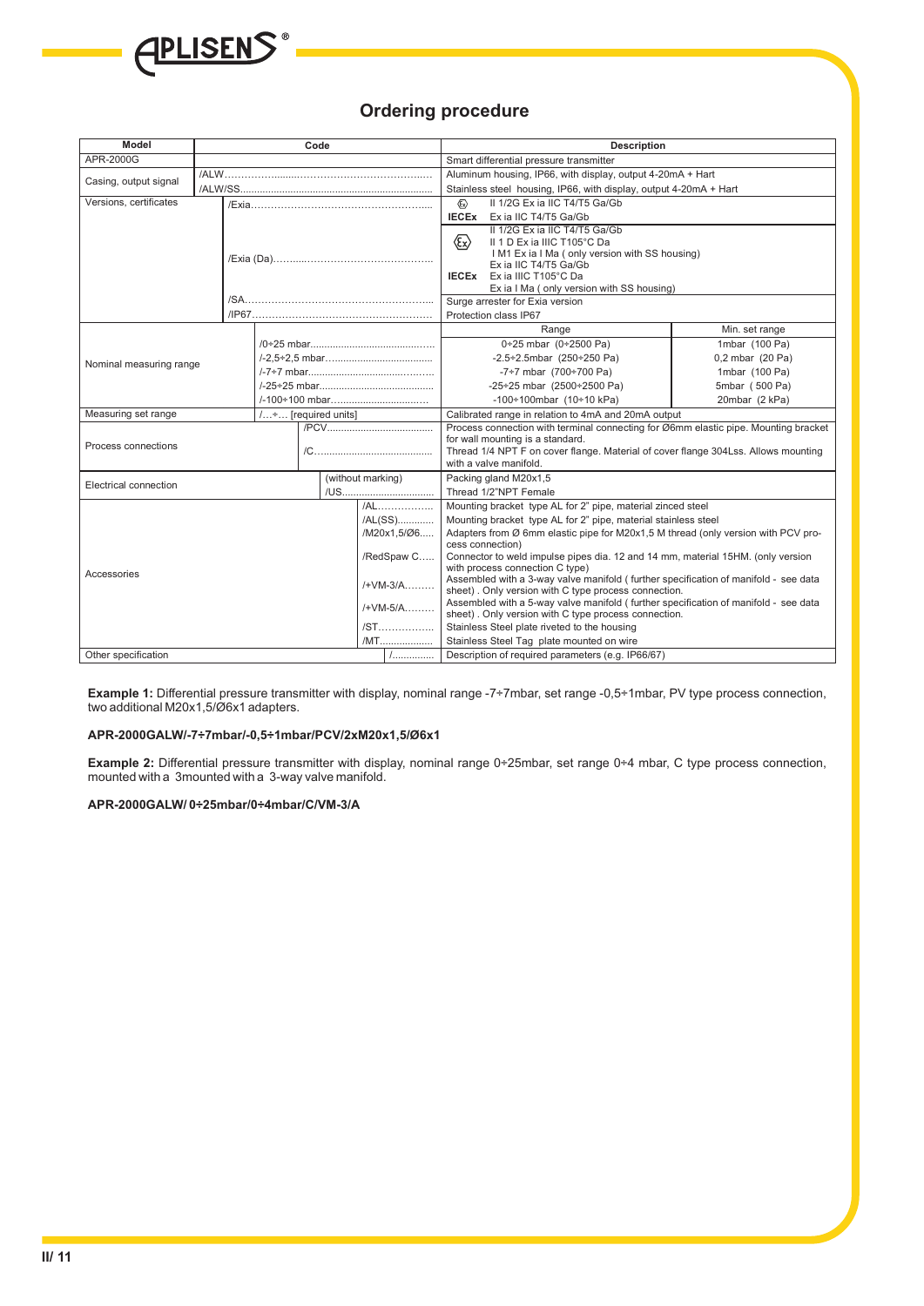## Ordering procedure

| Model | Code | | | | | Description | |
|---|---|---|---|---|---|---|---|
| APR-2000G | | | | | | Smart differential pressure transmitter | |
| Casing, output signal | /ALW………………………………………… | | | | | Aluminum housing, IP66, with display, output 4-20mA + Hart | |
| | /ALW/SS………………………………………… | | | | | Stainless steel housing, IP66, with display, output 4-20mA + Hart | |
| Versions, certificates | | /Exia……………………………………… | | | | Ex II 1/2G Ex ia IIC T4/T5 Ga/Gb<br>**IECEx** Ex ia IIC T4/T5 Ga/Gb | |
| | | /Exia (Da)……………………………… | | | | Ex II 1/2G Ex ia IIC T4/T5 Ga/Gb<br>II 1 D Ex ia IIIC T105°C Da<br>I M1 Ex ia I Ma ( only version with SS housing)<br>Ex ia IIC T4/T5 Ga/Gb<br>**IECEx** Ex ia IIIC T105°C Da<br>Ex ia I Ma ( only version with SS housing) | |
| | | /SA……………………………………… | | | | Surge arrester for Exia version | |
| | | /IP67……………………………………… | | | | Protection class IP67 | |
| Nominal measuring range | | | | | | Range | Min. set range |
| | | | /0÷25 mbar……………………… | | | 0÷25 mbar (0÷2500 Pa) | 1mbar (100 Pa) |
| | | | /-2,5÷2,5 mbar……………………… | | | -2.5÷2.5mbar (250÷250 Pa) | 0,2 mbar (20 Pa) |
| | | | /-7÷7 mbar……………………… | | | -7÷7 mbar (700÷700 Pa) | 1mbar (100 Pa) |
| | | | /-25÷25 mbar……………………… | | | -25÷25 mbar (2500÷2500 Pa) | 5mbar ( 500 Pa) |
| | | | /-100÷100 mbar……………………… | | | -100÷100mbar (10÷10 kPa) | 20mbar (2 kPa) |
| Measuring set range | | | /…÷… [required units] | | | Calibrated range in relation to 4mA and 20mA output | |
| Process connections | | | | /PCV……………………… | | Process connection with terminal connecting for Ø6mm elastic pipe. Mounting bracket for wall mounting is a standard. | |
| | | | | /C……………………… | | Thread 1/4 NPT F on cover flange. Material of cover flange 304Lss. Allows mounting with a valve manifold. | |
| Electrical connection | | | | (without marking) | | Packing gland M20x1,5 | |
| | | | | /US……………………… | | Thread 1/2"NPT Female | |
| Accessories | | | | | /AL……………… | Mounting bracket type AL for 2" pipe, material zinced steel | |
| | | | | | /AL(SS)………… | Mounting bracket type AL for 2" pipe, material stainless steel | |
| | | | | | /M20x1,5/Ø6….. | Adapters from Ø 6mm elastic pipe for M20x1,5 M thread (only version with PCV process connection) | |
| | | | | | /RedSpaw C….. | Connector to weld impulse pipes dia. 12 and 14 mm, material 15HM. (only version with process connection C type) | |
| | | | | | /+VM-3/A……… | Assembled with a 3-way valve manifold ( further specification of manifold - see data sheet) . Only version with C type process connection. | |
| | | | | | /+VM-5/A……… | Assembled with a 5-way valve manifold ( further specification of manifold - see data sheet) . Only version with C type process connection. | |
| | | | | | /ST……………… | Stainless Steel plate riveted to the housing | |
| | | | | | /MT……………… | Stainless Steel Tag plate mounted on wire | |
| Other specification | | | | | /………… | Description of required parameters (e.g. IP66/67) | |

**Example 1:** Differential pressure transmitter with display, nominal range -7÷7mbar, set range -0,5÷1mbar, PV type process connection, two additional M20x1,5/Ø6x1 adapters.

**APR-2000GALW/-7÷7mbar/-0,5÷1mbar/PCV/2xM20x1,5/Ø6x1**

**Example 2:** Differential pressure transmitter with display, nominal range 0÷25mbar, set range 0÷4 mbar, C type process connection, mounted with a 3mounted with a 3-way valve manifold.

**APR-2000GALW/ 0÷25mbar/0÷4mbar/C/VM-3/A**